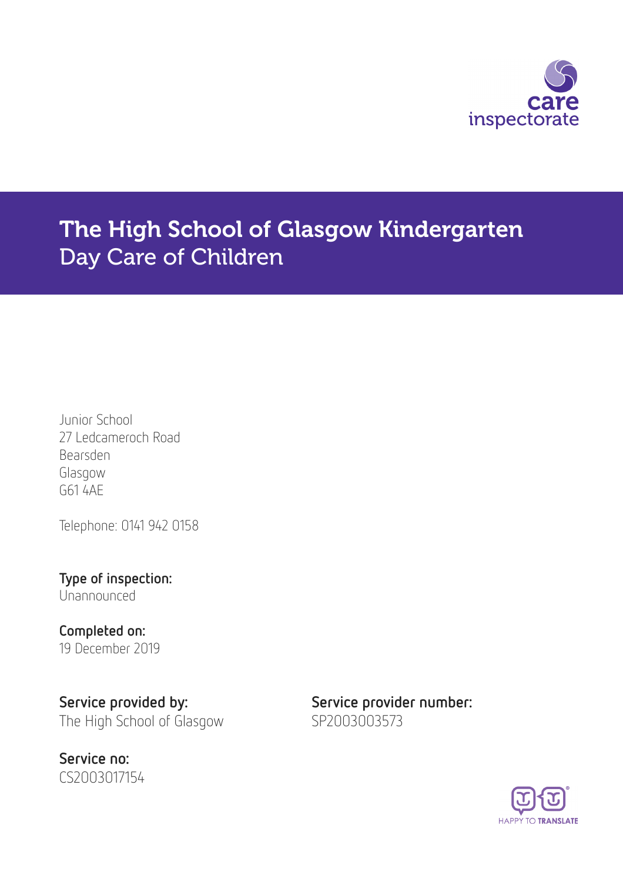care inspectorate

# The High School of Glasgow Kindergarten
## Day Care of Children

Junior School
27 Ledcameroch Road
Bearsden
Glasgow
G61 4AE

Telephone: 0141 942 0158

**Type of inspection:**
Unannounced

**Completed on:**
19 December 2019

**Service provided by:**
The High School of Glasgow

**Service provider number:**
SP2003003573

**Service no:**
CS2003017154

HAPPY TO TRANSLATE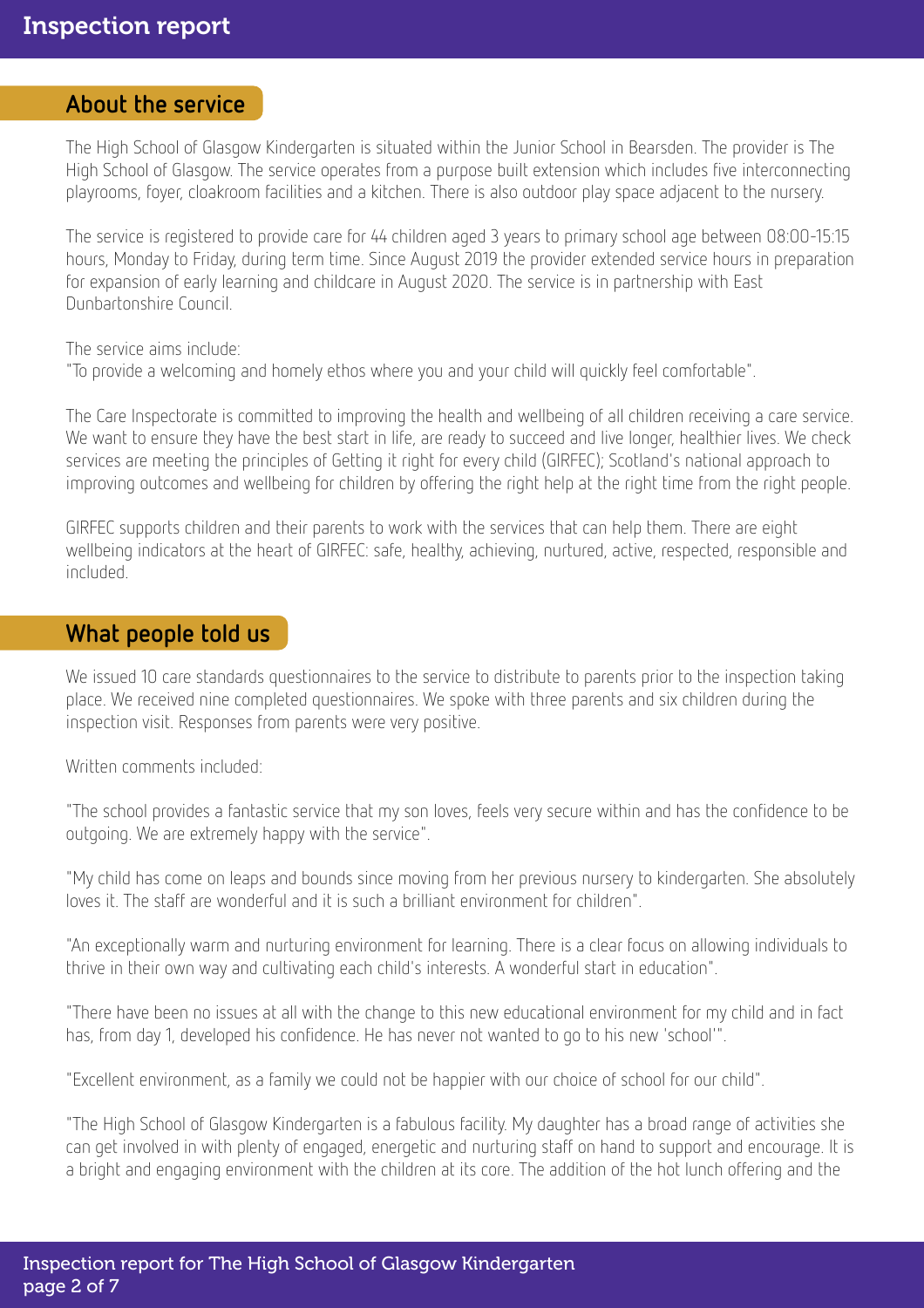## About the service

The High School of Glasgow Kindergarten is situated within the Junior School in Bearsden. The provider is The High School of Glasgow. The service operates from a purpose built extension which includes five interconnecting playrooms, foyer, cloakroom facilities and a kitchen. There is also outdoor play space adjacent to the nursery.

The service is registered to provide care for 44 children aged 3 years to primary school age between 08:00-15:15 hours, Monday to Friday, during term time. Since August 2019 the provider extended service hours in preparation for expansion of early learning and childcare in August 2020. The service is in partnership with East Dunbartonshire Council.

The service aims include:
"To provide a welcoming and homely ethos where you and your child will quickly feel comfortable".

The Care Inspectorate is committed to improving the health and wellbeing of all children receiving a care service. We want to ensure they have the best start in life, are ready to succeed and live longer, healthier lives. We check services are meeting the principles of Getting it right for every child (GIRFEC); Scotland's national approach to improving outcomes and wellbeing for children by offering the right help at the right time from the right people.

GIRFEC supports children and their parents to work with the services that can help them. There are eight wellbeing indicators at the heart of GIRFEC: safe, healthy, achieving, nurtured, active, respected, responsible and included.

## What people told us

We issued 10 care standards questionnaires to the service to distribute to parents prior to the inspection taking place. We received nine completed questionnaires. We spoke with three parents and six children during the inspection visit. Responses from parents were very positive.

Written comments included:

"The school provides a fantastic service that my son loves, feels very secure within and has the confidence to be outgoing. We are extremely happy with the service".

"My child has come on leaps and bounds since moving from her previous nursery to kindergarten. She absolutely loves it. The staff are wonderful and it is such a brilliant environment for children".

"An exceptionally warm and nurturing environment for learning. There is a clear focus on allowing individuals to thrive in their own way and cultivating each child's interests. A wonderful start in education".

"There have been no issues at all with the change to this new educational environment for my child and in fact has, from day 1, developed his confidence. He has never not wanted to go to his new 'school'".

"Excellent environment, as a family we could not be happier with our choice of school for our child".

"The High School of Glasgow Kindergarten is a fabulous facility. My daughter has a broad range of activities she can get involved in with plenty of engaged, energetic and nurturing staff on hand to support and encourage. It is a bright and engaging environment with the children at its core. The addition of the hot lunch offering and the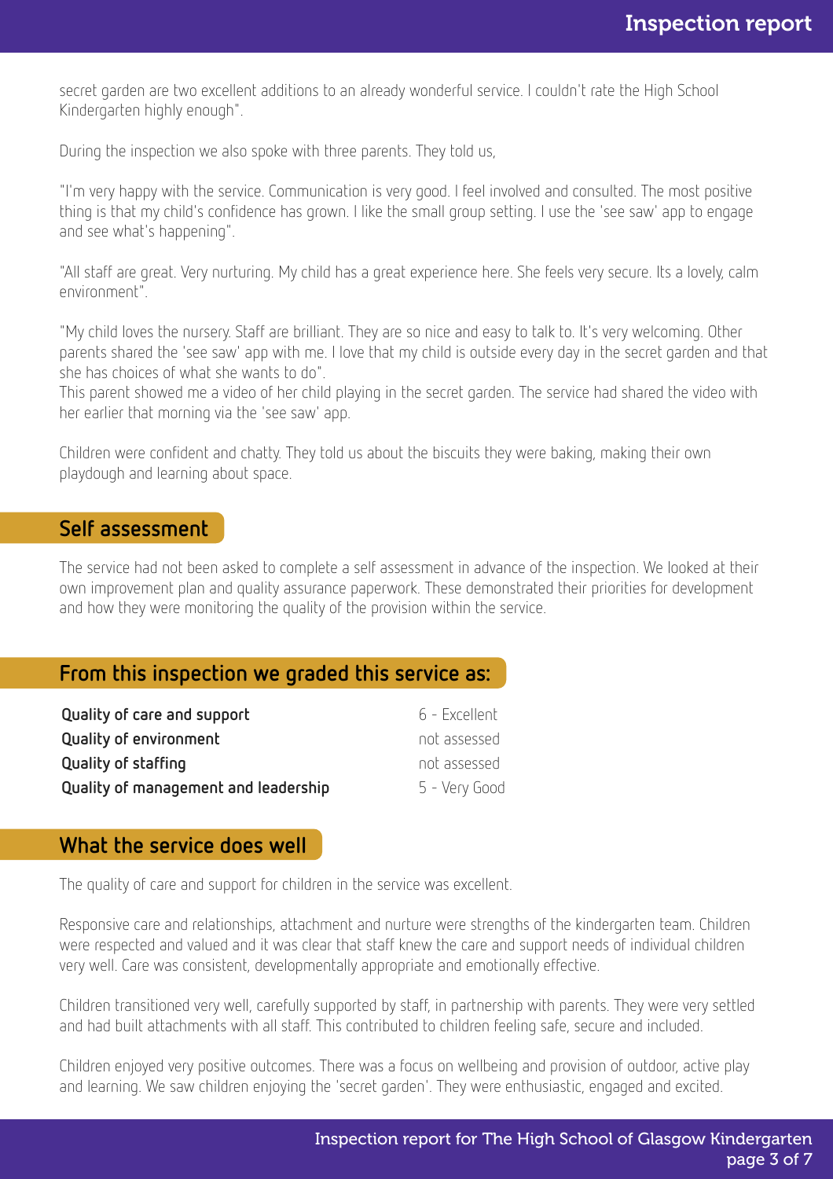secret garden are two excellent additions to an already wonderful service. I couldn't rate the High School Kindergarten highly enough".

During the inspection we also spoke with three parents. They told us,

"I'm very happy with the service. Communication is very good. I feel involved and consulted. The most positive thing is that my child's confidence has grown. I like the small group setting. I use the 'see saw' app to engage and see what's happening".

"All staff are great. Very nurturing. My child has a great experience here. She feels very secure. Its a lovely, calm environment".

"My child loves the nursery. Staff are brilliant. They are so nice and easy to talk to. It's very welcoming. Other parents shared the 'see saw' app with me. I love that my child is outside every day in the secret garden and that she has choices of what she wants to do".
This parent showed me a video of her child playing in the secret garden. The service had shared the video with her earlier that morning via the 'see saw' app.

Children were confident and chatty. They told us about the biscuits they were baking, making their own playdough and learning about space.

## Self assessment

The service had not been asked to complete a self assessment in advance of the inspection. We looked at their own improvement plan and quality assurance paperwork. These demonstrated their priorities for development and how they were monitoring the quality of the provision within the service.

## From this inspection we graded this service as:

| | |
|---|---|
| **Quality of care and support** | 6 - Excellent |
| **Quality of environment** | not assessed |
| **Quality of staffing** | not assessed |
| **Quality of management and leadership** | 5 - Very Good |

## What the service does well

The quality of care and support for children in the service was excellent.

Responsive care and relationships, attachment and nurture were strengths of the kindergarten team. Children were respected and valued and it was clear that staff knew the care and support needs of individual children very well. Care was consistent, developmentally appropriate and emotionally effective.

Children transitioned very well, carefully supported by staff, in partnership with parents. They were very settled and had built attachments with all staff. This contributed to children feeling safe, secure and included.

Children enjoyed very positive outcomes. There was a focus on wellbeing and provision of outdoor, active play and learning. We saw children enjoying the 'secret garden'. They were enthusiastic, engaged and excited.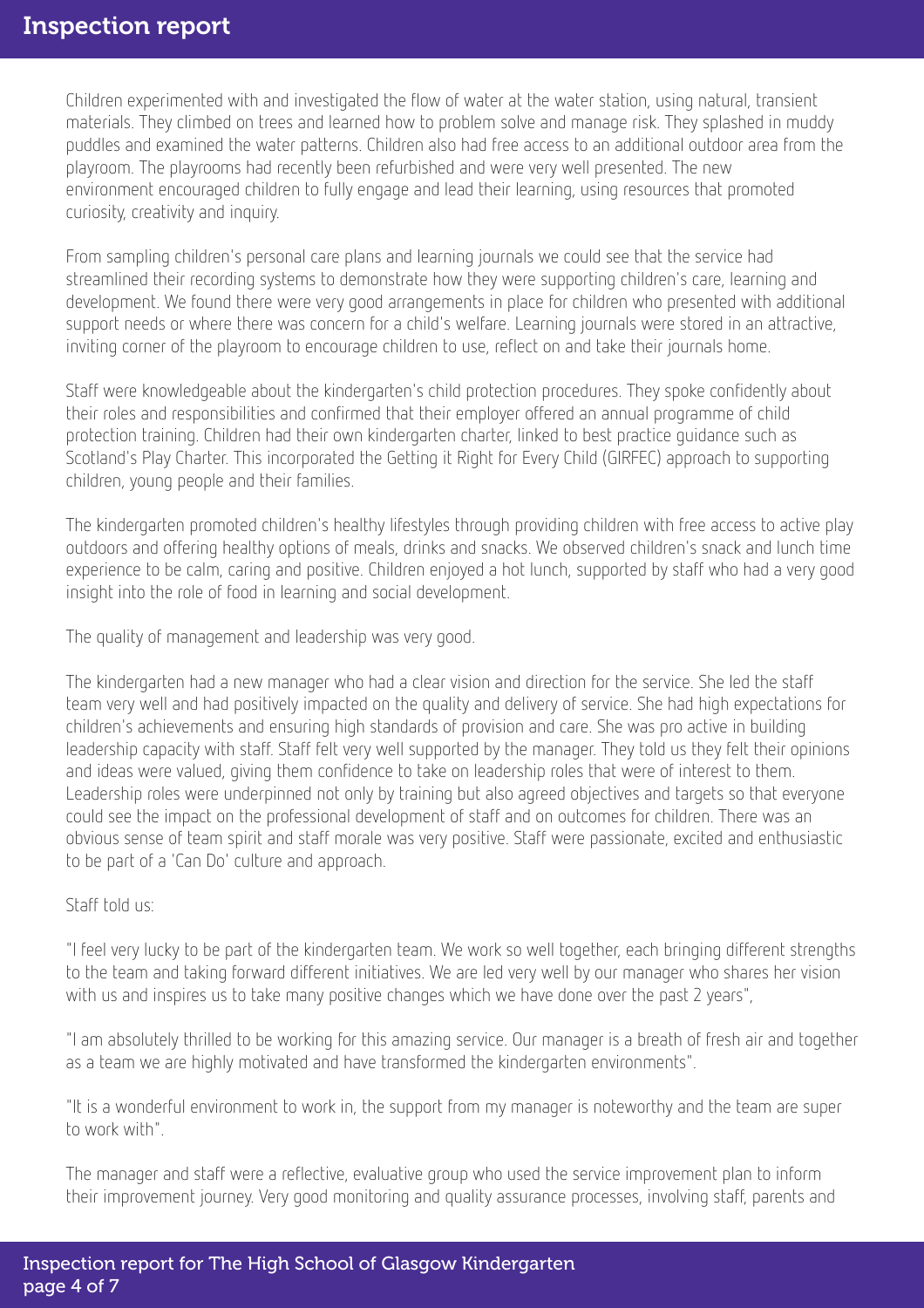Children experimented with and investigated the flow of water at the water station, using natural, transient materials. They climbed on trees and learned how to problem solve and manage risk. They splashed in muddy puddles and examined the water patterns. Children also had free access to an additional outdoor area from the playroom. The playrooms had recently been refurbished and were very well presented. The new environment encouraged children to fully engage and lead their learning, using resources that promoted curiosity, creativity and inquiry.

From sampling children's personal care plans and learning journals we could see that the service had streamlined their recording systems to demonstrate how they were supporting children's care, learning and development. We found there were very good arrangements in place for children who presented with additional support needs or where there was concern for a child's welfare. Learning journals were stored in an attractive, inviting corner of the playroom to encourage children to use, reflect on and take their journals home.

Staff were knowledgeable about the kindergarten's child protection procedures. They spoke confidently about their roles and responsibilities and confirmed that their employer offered an annual programme of child protection training. Children had their own kindergarten charter, linked to best practice guidance such as Scotland's Play Charter. This incorporated the Getting it Right for Every Child (GIRFEC) approach to supporting children, young people and their families.

The kindergarten promoted children's healthy lifestyles through providing children with free access to active play outdoors and offering healthy options of meals, drinks and snacks. We observed children's snack and lunch time experience to be calm, caring and positive. Children enjoyed a hot lunch, supported by staff who had a very good insight into the role of food in learning and social development.

The quality of management and leadership was very good.

The kindergarten had a new manager who had a clear vision and direction for the service. She led the staff team very well and had positively impacted on the quality and delivery of service. She had high expectations for children's achievements and ensuring high standards of provision and care. She was pro active in building leadership capacity with staff. Staff felt very well supported by the manager. They told us they felt their opinions and ideas were valued, giving them confidence to take on leadership roles that were of interest to them. Leadership roles were underpinned not only by training but also agreed objectives and targets so that everyone could see the impact on the professional development of staff and on outcomes for children. There was an obvious sense of team spirit and staff morale was very positive. Staff were passionate, excited and enthusiastic to be part of a 'Can Do' culture and approach.

Staff told us:

"I feel very lucky to be part of the kindergarten team. We work so well together, each bringing different strengths to the team and taking forward different initiatives. We are led very well by our manager who shares her vision with us and inspires us to take many positive changes which we have done over the past 2 years",

"I am absolutely thrilled to be working for this amazing service. Our manager is a breath of fresh air and together as a team we are highly motivated and have transformed the kindergarten environments".

"It is a wonderful environment to work in, the support from my manager is noteworthy and the team are super to work with".

The manager and staff were a reflective, evaluative group who used the service improvement plan to inform their improvement journey. Very good monitoring and quality assurance processes, involving staff, parents and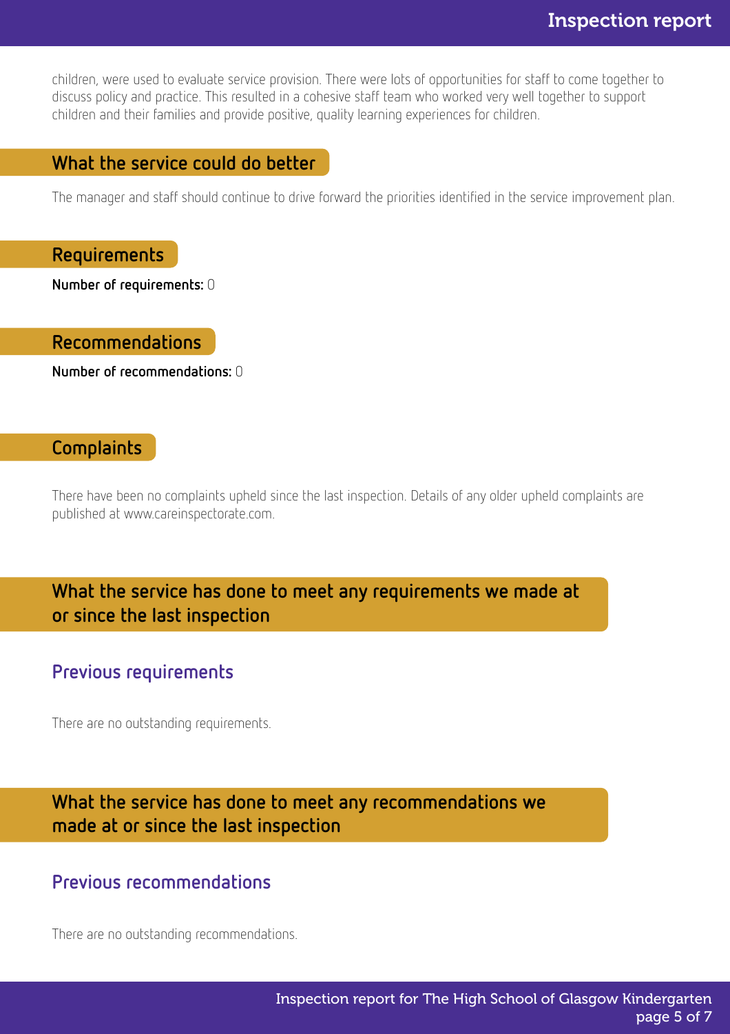children, were used to evaluate service provision. There were lots of opportunities for staff to come together to discuss policy and practice. This resulted in a cohesive staff team who worked very well together to support children and their families and provide positive, quality learning experiences for children.

## What the service could do better

The manager and staff should continue to drive forward the priorities identified in the service improvement plan.

## Requirements

**Number of requirements:** 0

## Recommendations

**Number of recommendations:** 0

## Complaints

There have been no complaints upheld since the last inspection. Details of any older upheld complaints are published at www.careinspectorate.com.

## What the service has done to meet any requirements we made at or since the last inspection

### Previous requirements

There are no outstanding requirements.

## What the service has done to meet any recommendations we made at or since the last inspection

### Previous recommendations

There are no outstanding recommendations.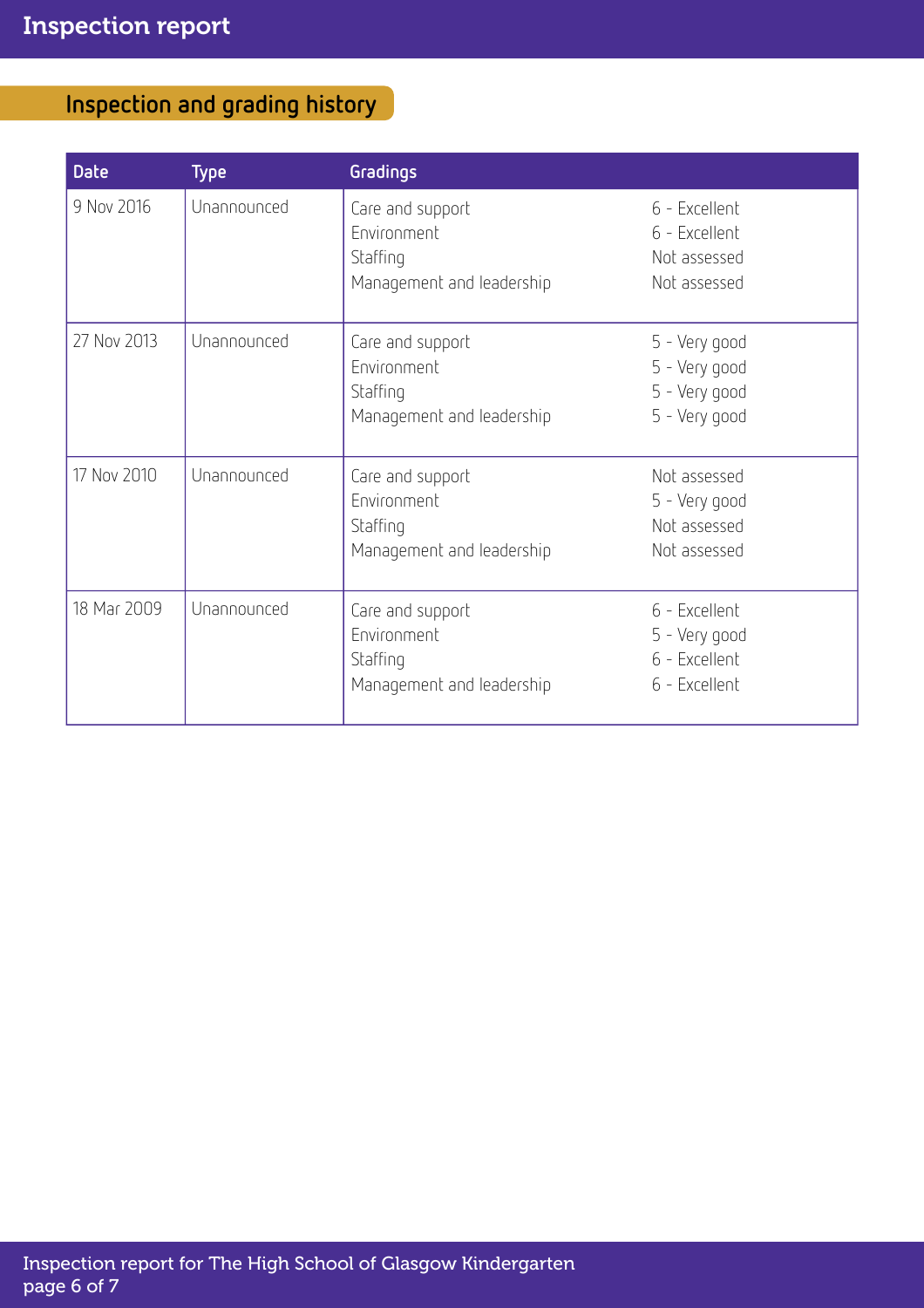## Inspection and grading history

| Date | Type | Gradings | |
|---|---|---|---|
| 9 Nov 2016 | Unannounced | Care and support<br>Environment<br>Staffing<br>Management and leadership | 6 - Excellent<br>6 - Excellent<br>Not assessed<br>Not assessed |
| 27 Nov 2013 | Unannounced | Care and support<br>Environment<br>Staffing<br>Management and leadership | 5 - Very good<br>5 - Very good<br>5 - Very good<br>5 - Very good |
| 17 Nov 2010 | Unannounced | Care and support<br>Environment<br>Staffing<br>Management and leadership | Not assessed<br>5 - Very good<br>Not assessed<br>Not assessed |
| 18 Mar 2009 | Unannounced | Care and support<br>Environment<br>Staffing<br>Management and leadership | 6 - Excellent<br>5 - Very good<br>6 - Excellent<br>6 - Excellent |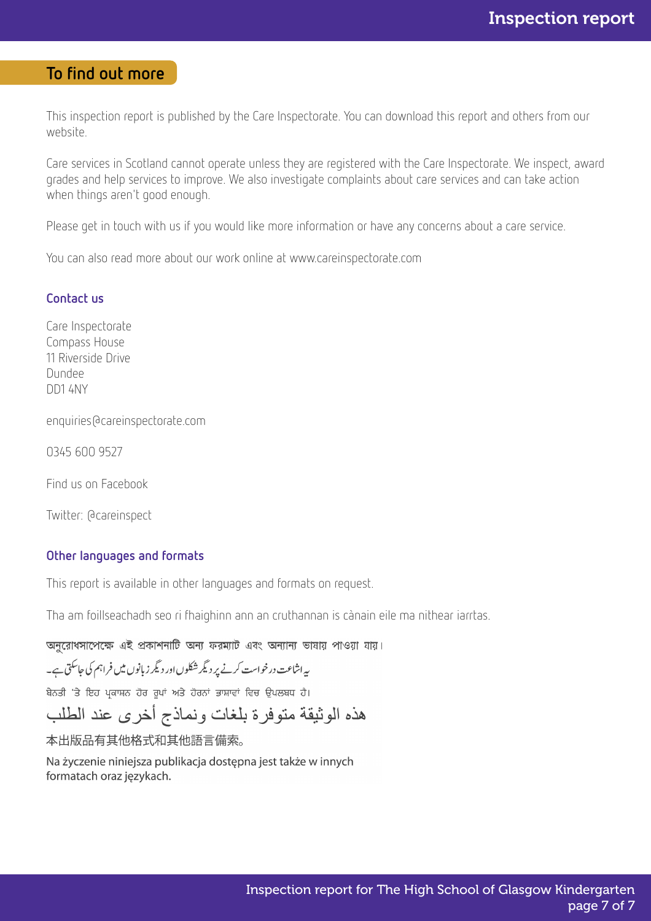## To find out more

This inspection report is published by the Care Inspectorate. You can download this report and others from our website.

Care services in Scotland cannot operate unless they are registered with the Care Inspectorate. We inspect, award grades and help services to improve. We also investigate complaints about care services and can take action when things aren't good enough.

Please get in touch with us if you would like more information or have any concerns about a care service.

You can also read more about our work online at www.careinspectorate.com

### Contact us

Care Inspectorate
Compass House
11 Riverside Drive
Dundee
DD1 4NY

enquiries@careinspectorate.com

0345 600 9527

Find us on Facebook

Twitter: @careinspect

### Other languages and formats

This report is available in other languages and formats on request.

Tha am foillseachadh seo ri fhaighinn ann an cruthannan is cànain eile ma nithear iarrtas.

অনুরোধসাপেক্ষে এই প্রকাশনাটি অন্য ফরম্যাট এবং অন্যান্য ভাষায় পাওয়া যায়।

یہ اشاعت درخواست کرنے پر دیگر شکلوں اور دیگر زبانوں میں فراہم کی جاسکتی ہے۔

ਬੇਨਤੀ 'ਤੇ ਇਹ ਪ੍ਰਕਾਸ਼ਨ ਹੋਰ ਰੂਪਾਂ ਅਤੇ ਹੋਰਨਾਂ ਭਾਸ਼ਾਵਾਂ ਵਿਚ ਉਪਲਬਧ ਹੈ।

هذه الوثيقة متوفرة بلغات ونماذج أخرى عند الطلب

本出版品有其他格式和其他語言備索。

Na życzenie niniejsza publikacja dostępna jest także w innych formatach oraz językach.